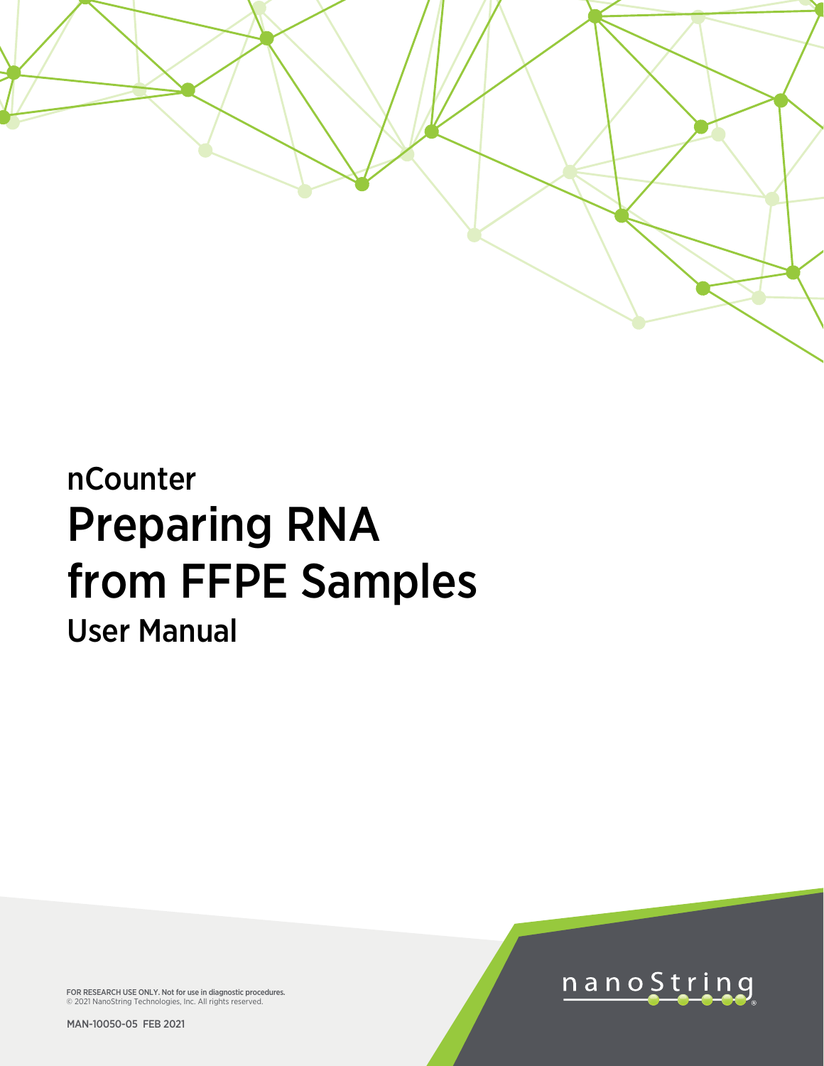nCounter

# Preparing RNA from FFPE Samples

## User Manual

**FOR RESEARCH USE ONLY. Not for use in diagnostic procedures.**
© 2021 NanoString Technologies, Inc. All rights reserved.

MAN-10050-05 FEB 2021

nanoString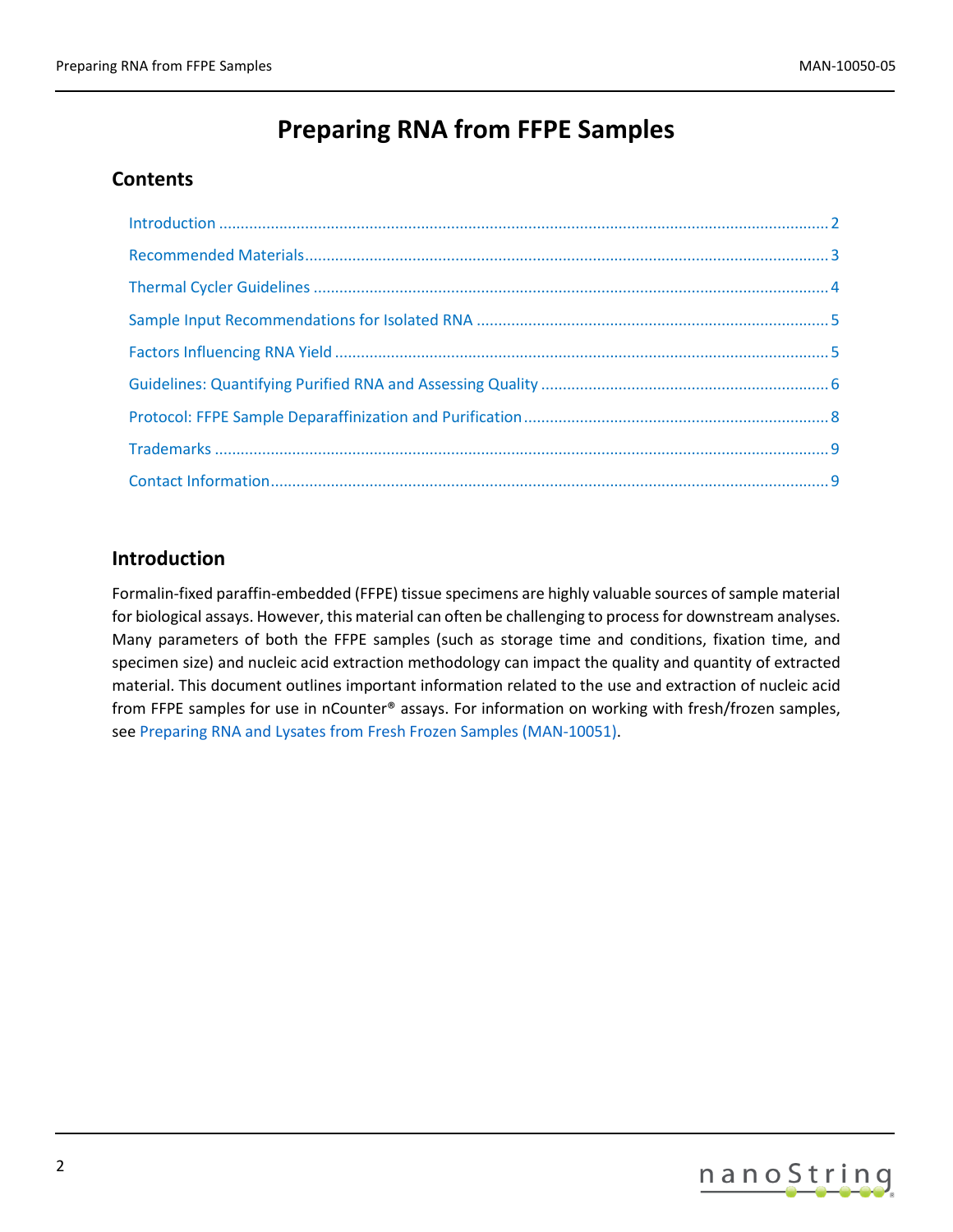# Preparing RNA from FFPE Samples

## Contents

- Introduction ........ 2
- Recommended Materials ........ 3
- Thermal Cycler Guidelines ........ 4
- Sample Input Recommendations for Isolated RNA ........ 5
- Factors Influencing RNA Yield ........ 5
- Guidelines: Quantifying Purified RNA and Assessing Quality ........ 6
- Protocol: FFPE Sample Deparaffinization and Purification ........ 8
- Trademarks ........ 9
- Contact Information ........ 9

## Introduction

Formalin-fixed paraffin-embedded (FFPE) tissue specimens are highly valuable sources of sample material for biological assays. However, this material can often be challenging to process for downstream analyses. Many parameters of both the FFPE samples (such as storage time and conditions, fixation time, and specimen size) and nucleic acid extraction methodology can impact the quality and quantity of extracted material. This document outlines important information related to the use and extraction of nucleic acid from FFPE samples for use in nCounter® assays. For information on working with fresh/frozen samples, see Preparing RNA and Lysates from Fresh Frozen Samples (MAN-10051).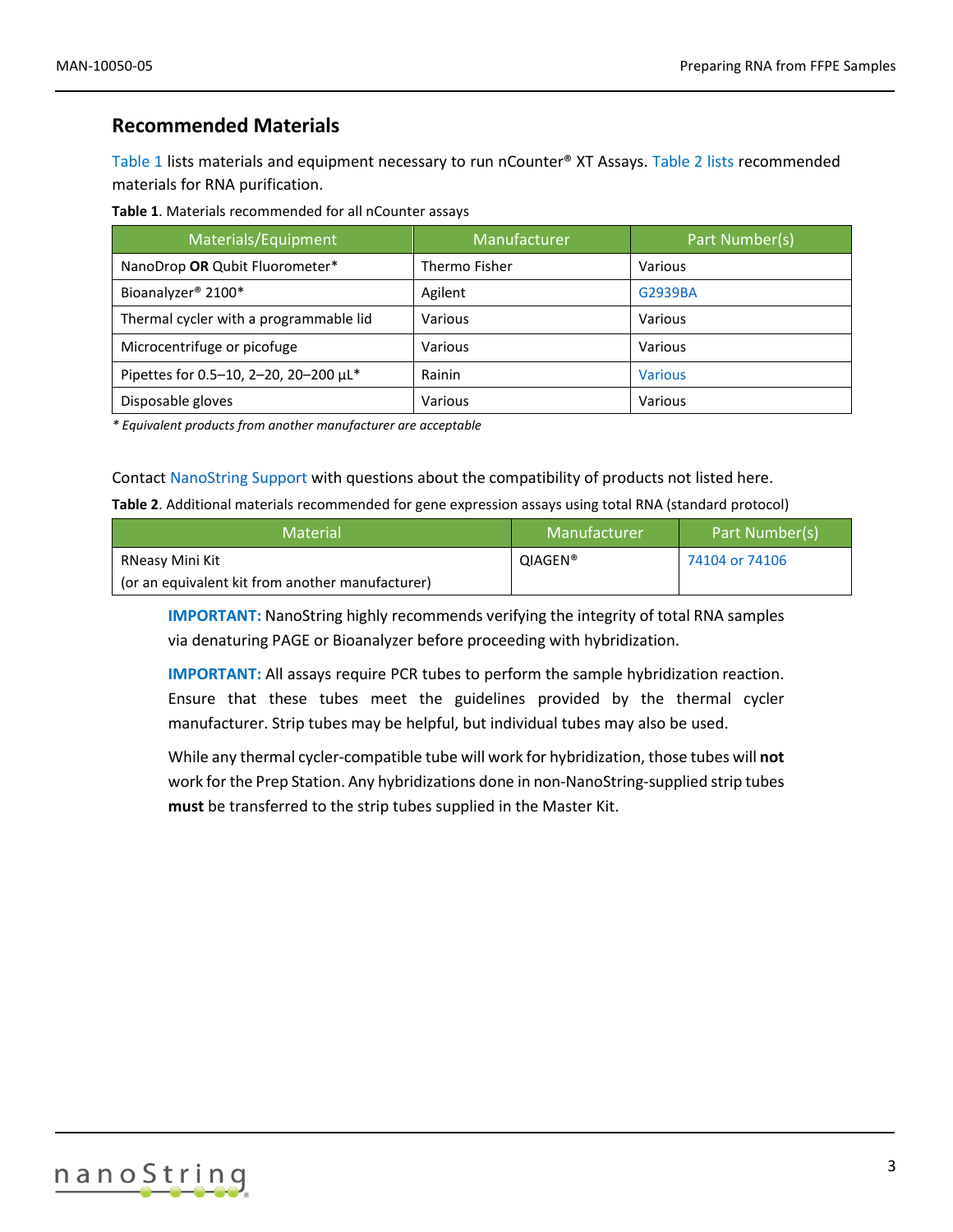## Recommended Materials

Table 1 lists materials and equipment necessary to run nCounter® XT Assays. Table 2 lists recommended materials for RNA purification.

**Table 1**. Materials recommended for all nCounter assays

| Materials/Equipment | Manufacturer | Part Number(s) |
|---|---|---|
| NanoDrop **OR** Qubit Fluorometer* | Thermo Fisher | Various |
| Bioanalyzer® 2100* | Agilent | G2939BA |
| Thermal cycler with a programmable lid | Various | Various |
| Microcentrifuge or picofuge | Various | Various |
| Pipettes for 0.5–10, 2–20, 20–200 µL* | Rainin | Various |
| Disposable gloves | Various | Various |

*\* Equivalent products from another manufacturer are acceptable*

Contact NanoString Support with questions about the compatibility of products not listed here.

**Table 2**. Additional materials recommended for gene expression assays using total RNA (standard protocol)

| Material | Manufacturer | Part Number(s) |
|---|---|---|
| RNeasy Mini Kit (or an equivalent kit from another manufacturer) | QIAGEN® | 74104 or 74106 |

**IMPORTANT:** NanoString highly recommends verifying the integrity of total RNA samples via denaturing PAGE or Bioanalyzer before proceeding with hybridization.

**IMPORTANT:** All assays require PCR tubes to perform the sample hybridization reaction. Ensure that these tubes meet the guidelines provided by the thermal cycler manufacturer. Strip tubes may be helpful, but individual tubes may also be used.

While any thermal cycler-compatible tube will work for hybridization, those tubes will **not** work for the Prep Station. Any hybridizations done in non-NanoString-supplied strip tubes **must** be transferred to the strip tubes supplied in the Master Kit.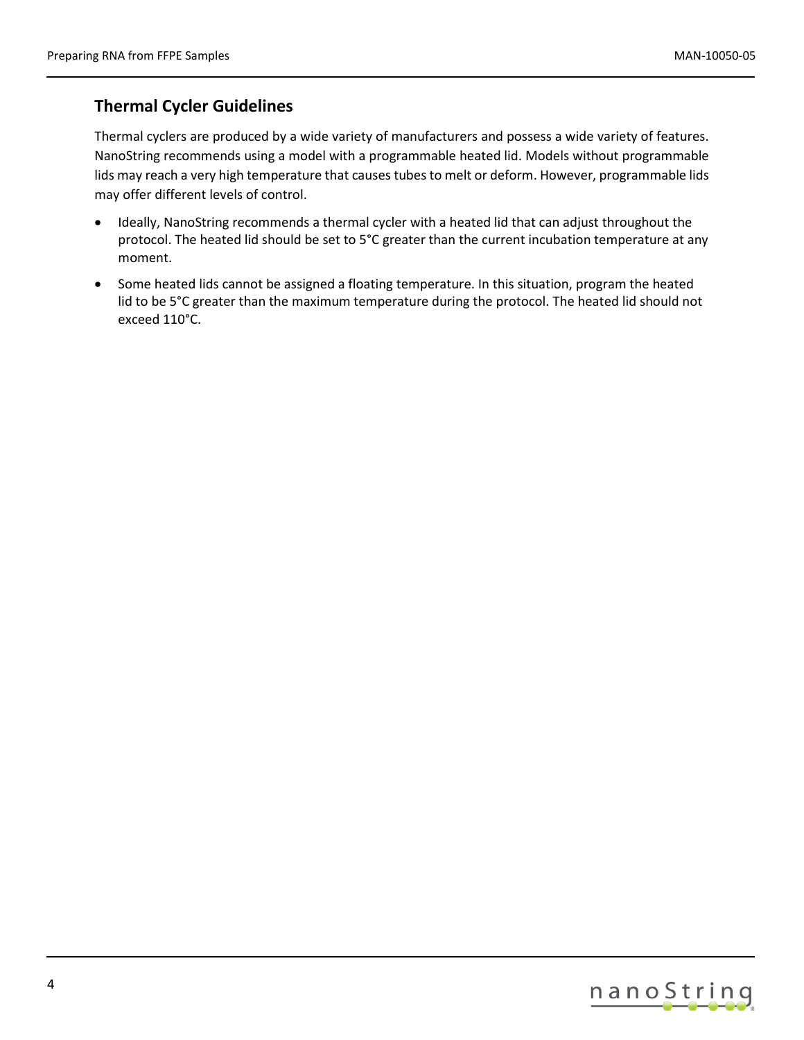## Thermal Cycler Guidelines

Thermal cyclers are produced by a wide variety of manufacturers and possess a wide variety of features. NanoString recommends using a model with a programmable heated lid. Models without programmable lids may reach a very high temperature that causes tubes to melt or deform. However, programmable lids may offer different levels of control.

- Ideally, NanoString recommends a thermal cycler with a heated lid that can adjust throughout the protocol. The heated lid should be set to 5°C greater than the current incubation temperature at any moment.
- Some heated lids cannot be assigned a floating temperature. In this situation, program the heated lid to be 5°C greater than the maximum temperature during the protocol. The heated lid should not exceed 110°C.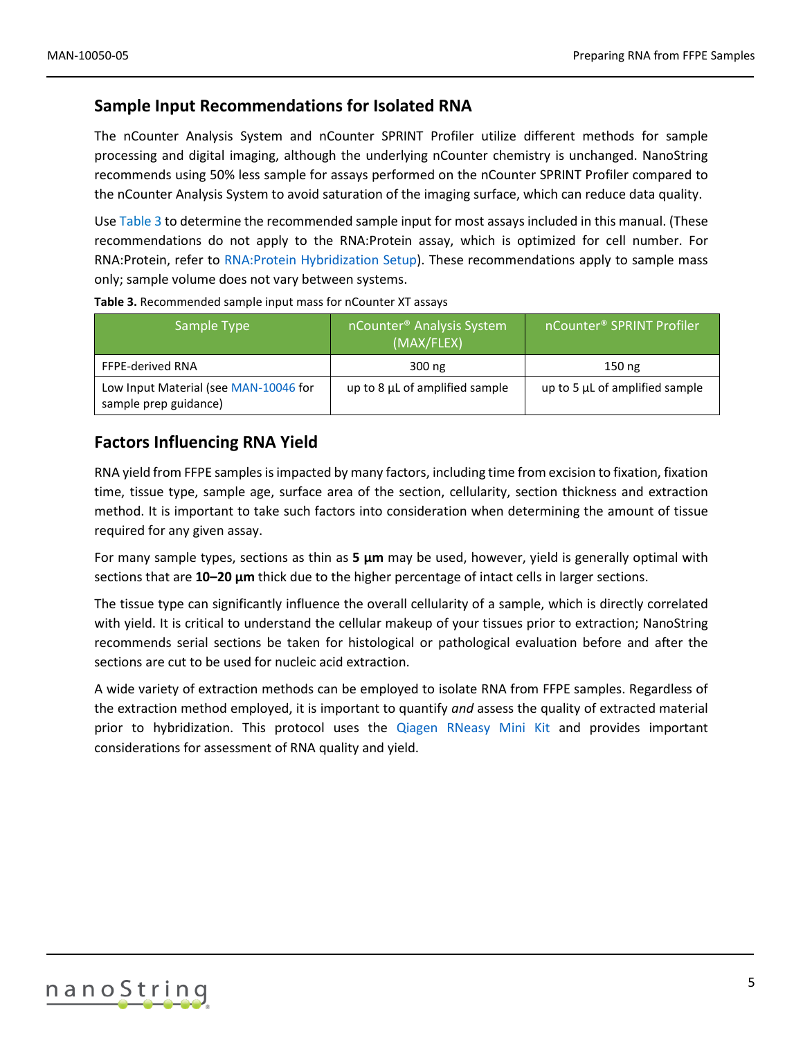## Sample Input Recommendations for Isolated RNA

The nCounter Analysis System and nCounter SPRINT Profiler utilize different methods for sample processing and digital imaging, although the underlying nCounter chemistry is unchanged. NanoString recommends using 50% less sample for assays performed on the nCounter SPRINT Profiler compared to the nCounter Analysis System to avoid saturation of the imaging surface, which can reduce data quality.

Use Table 3 to determine the recommended sample input for most assays included in this manual. (These recommendations do not apply to the RNA:Protein assay, which is optimized for cell number. For RNA:Protein, refer to RNA:Protein Hybridization Setup). These recommendations apply to sample mass only; sample volume does not vary between systems.

**Table 3.** Recommended sample input mass for nCounter XT assays

| Sample Type | nCounter® Analysis System (MAX/FLEX) | nCounter® SPRINT Profiler |
| --- | --- | --- |
| FFPE-derived RNA | 300 ng | 150 ng |
| Low Input Material (see MAN-10046 for sample prep guidance) | up to 8 µL of amplified sample | up to 5 µL of amplified sample |

## Factors Influencing RNA Yield

RNA yield from FFPE samples is impacted by many factors, including time from excision to fixation, fixation time, tissue type, sample age, surface area of the section, cellularity, section thickness and extraction method. It is important to take such factors into consideration when determining the amount of tissue required for any given assay.

For many sample types, sections as thin as **5 µm** may be used, however, yield is generally optimal with sections that are **10–20 µm** thick due to the higher percentage of intact cells in larger sections.

The tissue type can significantly influence the overall cellularity of a sample, which is directly correlated with yield. It is critical to understand the cellular makeup of your tissues prior to extraction; NanoString recommends serial sections be taken for histological or pathological evaluation before and after the sections are cut to be used for nucleic acid extraction.

A wide variety of extraction methods can be employed to isolate RNA from FFPE samples. Regardless of the extraction method employed, it is important to quantify *and* assess the quality of extracted material prior to hybridization. This protocol uses the Qiagen RNeasy Mini Kit and provides important considerations for assessment of RNA quality and yield.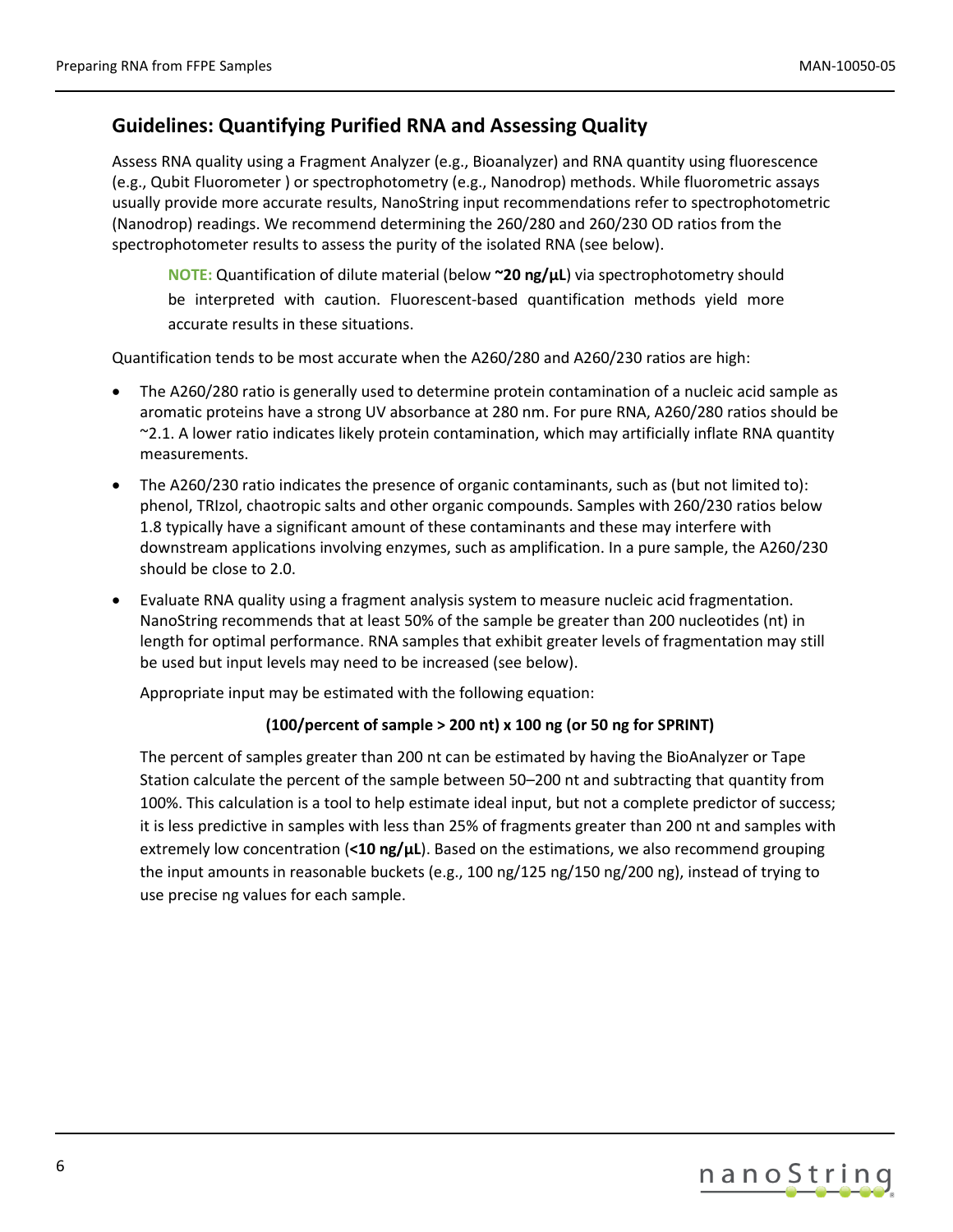## Guidelines: Quantifying Purified RNA and Assessing Quality

Assess RNA quality using a Fragment Analyzer (e.g., Bioanalyzer) and RNA quantity using fluorescence (e.g., Qubit Fluorometer ) or spectrophotometry (e.g., Nanodrop) methods. While fluorometric assays usually provide more accurate results, NanoString input recommendations refer to spectrophotometric (Nanodrop) readings. We recommend determining the 260/280 and 260/230 OD ratios from the spectrophotometer results to assess the purity of the isolated RNA (see below).

> **NOTE:** Quantification of dilute material (below **~20 ng/µL**) via spectrophotometry should be interpreted with caution. Fluorescent-based quantification methods yield more accurate results in these situations.

Quantification tends to be most accurate when the A260/280 and A260/230 ratios are high:

- The A260/280 ratio is generally used to determine protein contamination of a nucleic acid sample as aromatic proteins have a strong UV absorbance at 280 nm. For pure RNA, A260/280 ratios should be ~2.1. A lower ratio indicates likely protein contamination, which may artificially inflate RNA quantity measurements.
- The A260/230 ratio indicates the presence of organic contaminants, such as (but not limited to): phenol, TRIzol, chaotropic salts and other organic compounds. Samples with 260/230 ratios below 1.8 typically have a significant amount of these contaminants and these may interfere with downstream applications involving enzymes, such as amplification. In a pure sample, the A260/230 should be close to 2.0.
- Evaluate RNA quality using a fragment analysis system to measure nucleic acid fragmentation. NanoString recommends that at least 50% of the sample be greater than 200 nucleotides (nt) in length for optimal performance. RNA samples that exhibit greater levels of fragmentation may still be used but input levels may need to be increased (see below).

  Appropriate input may be estimated with the following equation:

  **(100/percent of sample > 200 nt) x 100 ng (or 50 ng for SPRINT)**

  The percent of samples greater than 200 nt can be estimated by having the BioAnalyzer or Tape Station calculate the percent of the sample between 50–200 nt and subtracting that quantity from 100%. This calculation is a tool to help estimate ideal input, but not a complete predictor of success; it is less predictive in samples with less than 25% of fragments greater than 200 nt and samples with extremely low concentration (**<10 ng/µL**). Based on the estimations, we also recommend grouping the input amounts in reasonable buckets (e.g., 100 ng/125 ng/150 ng/200 ng), instead of trying to use precise ng values for each sample.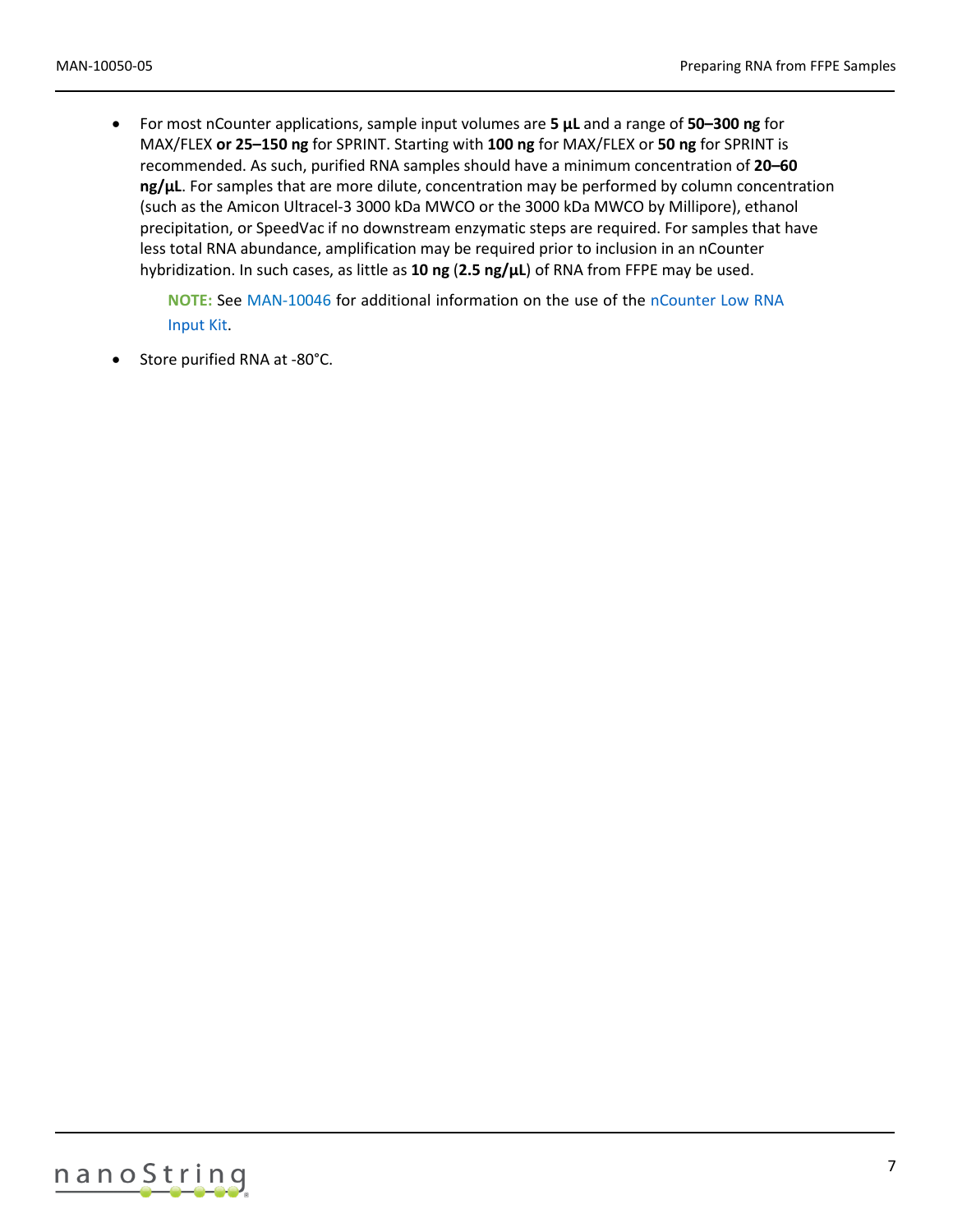- For most nCounter applications, sample input volumes are **5 µL** and a range of **50–300 ng** for MAX/FLEX **or 25–150 ng** for SPRINT. Starting with **100 ng** for MAX/FLEX or **50 ng** for SPRINT is recommended. As such, purified RNA samples should have a minimum concentration of **20–60 ng/µL**. For samples that are more dilute, concentration may be performed by column concentration (such as the Amicon Ultracel-3 3000 kDa MWCO or the 3000 kDa MWCO by Millipore), ethanol precipitation, or SpeedVac if no downstream enzymatic steps are required. For samples that have less total RNA abundance, amplification may be required prior to inclusion in an nCounter hybridization. In such cases, as little as **10 ng** (**2.5 ng/µL**) of RNA from FFPE may be used.

  **NOTE:** See MAN-10046 for additional information on the use of the nCounter Low RNA Input Kit.

- Store purified RNA at -80°C.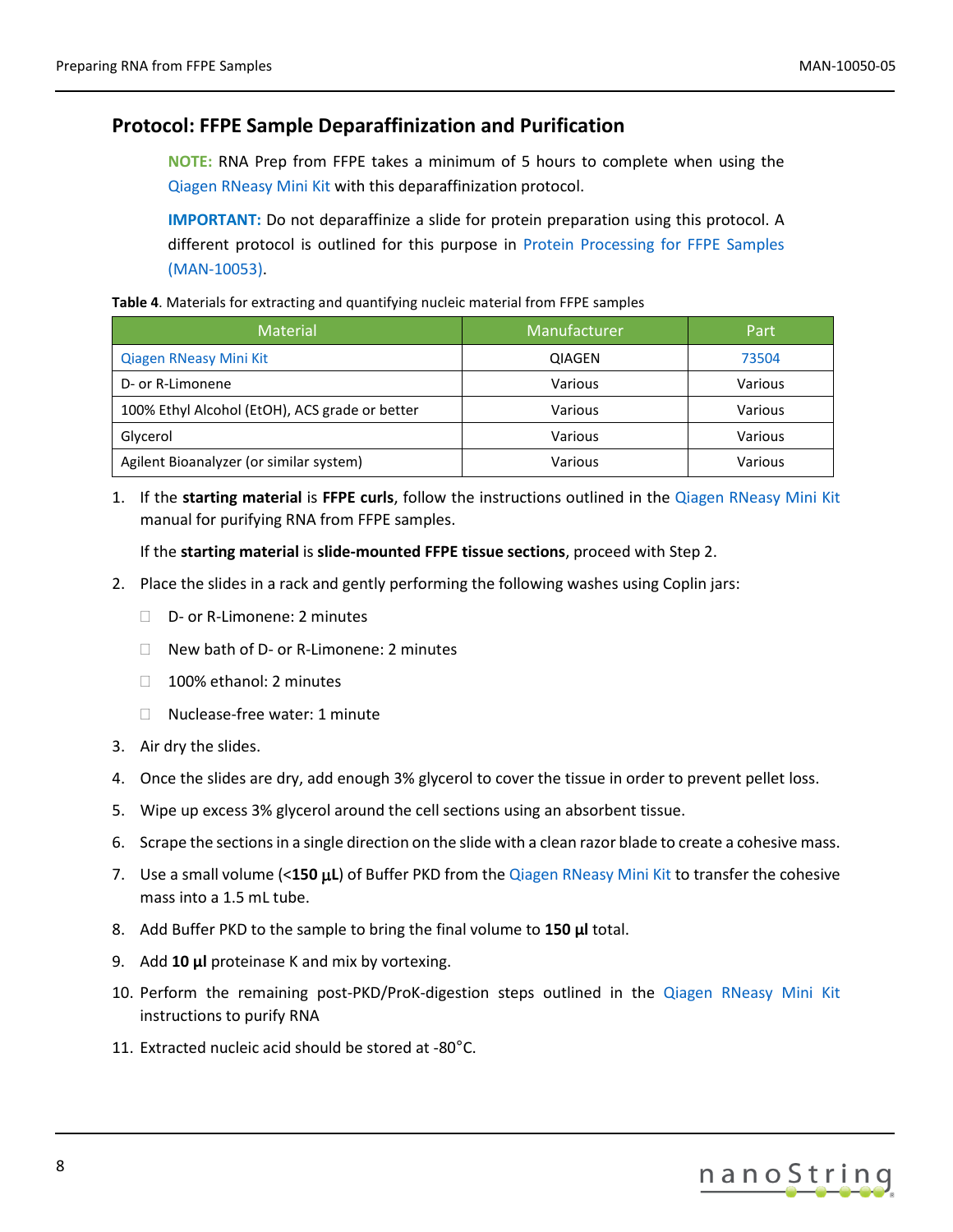## Protocol: FFPE Sample Deparaffinization and Purification

**NOTE:** RNA Prep from FFPE takes a minimum of 5 hours to complete when using the Qiagen RNeasy Mini Kit with this deparaffinization protocol.

**IMPORTANT:** Do not deparaffinize a slide for protein preparation using this protocol. A different protocol is outlined for this purpose in Protein Processing for FFPE Samples (MAN-10053).

**Table 4**. Materials for extracting and quantifying nucleic material from FFPE samples

| Material | Manufacturer | Part |
|---|---|---|
| Qiagen RNeasy Mini Kit | QIAGEN | 73504 |
| D- or R-Limonene | Various | Various |
| 100% Ethyl Alcohol (EtOH), ACS grade or better | Various | Various |
| Glycerol | Various | Various |
| Agilent Bioanalyzer (or similar system) | Various | Various |

1. If the **starting material** is **FFPE curls**, follow the instructions outlined in the Qiagen RNeasy Mini Kit manual for purifying RNA from FFPE samples.

   If the **starting material** is **slide-mounted FFPE tissue sections**, proceed with Step 2.

2. Place the slides in a rack and gently performing the following washes using Coplin jars:
   - D- or R-Limonene: 2 minutes
   - New bath of D- or R-Limonene: 2 minutes
   - 100% ethanol: 2 minutes
   - Nuclease-free water: 1 minute
3. Air dry the slides.
4. Once the slides are dry, add enough 3% glycerol to cover the tissue in order to prevent pellet loss.
5. Wipe up excess 3% glycerol around the cell sections using an absorbent tissue.
6. Scrape the sections in a single direction on the slide with a clean razor blade to create a cohesive mass.
7. Use a small volume (<**150 µL**) of Buffer PKD from the Qiagen RNeasy Mini Kit to transfer the cohesive mass into a 1.5 mL tube.
8. Add Buffer PKD to the sample to bring the final volume to **150 µl** total.
9. Add **10 µl** proteinase K and mix by vortexing.
10. Perform the remaining post-PKD/ProK-digestion steps outlined in the Qiagen RNeasy Mini Kit instructions to purify RNA
11. Extracted nucleic acid should be stored at -80°C.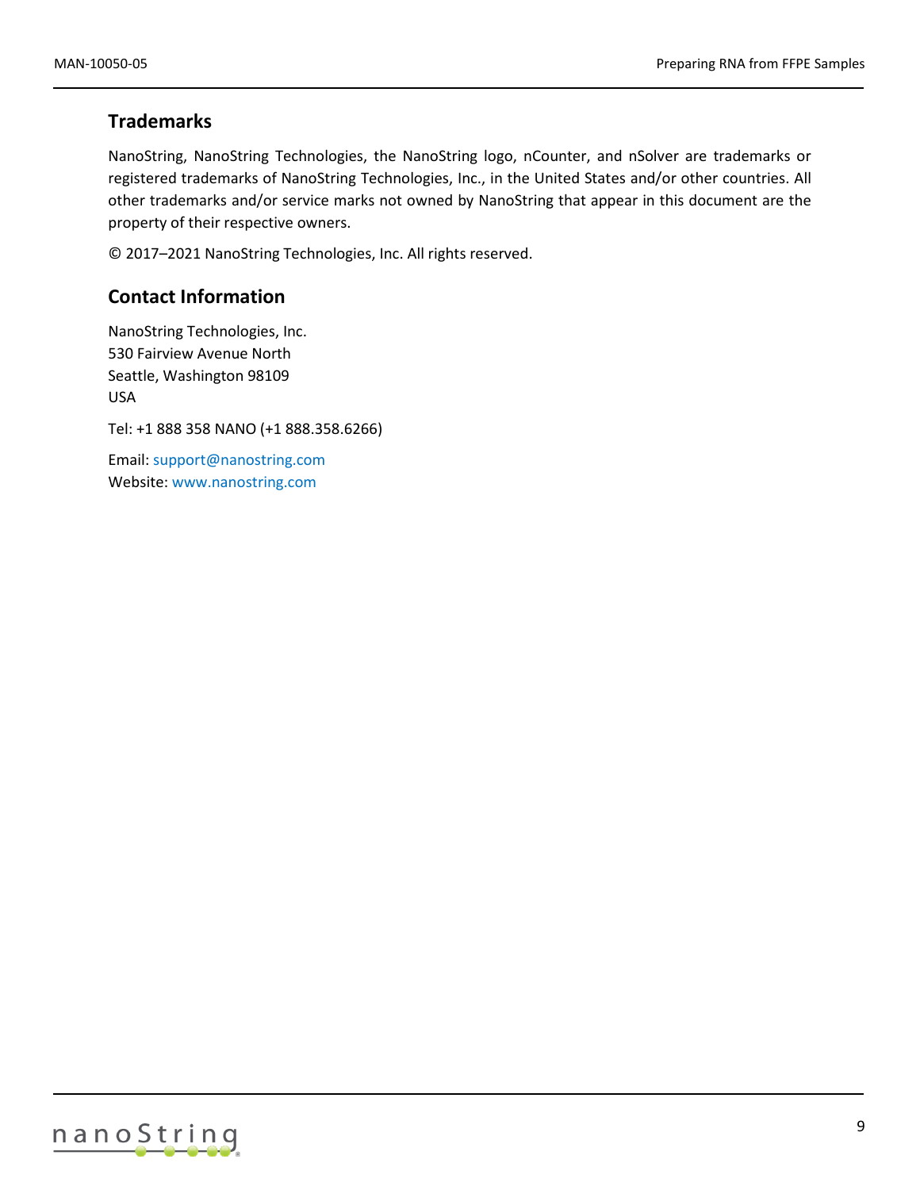## Trademarks

NanoString, NanoString Technologies, the NanoString logo, nCounter, and nSolver are trademarks or registered trademarks of NanoString Technologies, Inc., in the United States and/or other countries. All other trademarks and/or service marks not owned by NanoString that appear in this document are the property of their respective owners.

© 2017–2021 NanoString Technologies, Inc. All rights reserved.

## Contact Information

NanoString Technologies, Inc.
530 Fairview Avenue North
Seattle, Washington 98109
USA

Tel: +1 888 358 NANO (+1 888.358.6266)

Email: support@nanostring.com
Website: www.nanostring.com